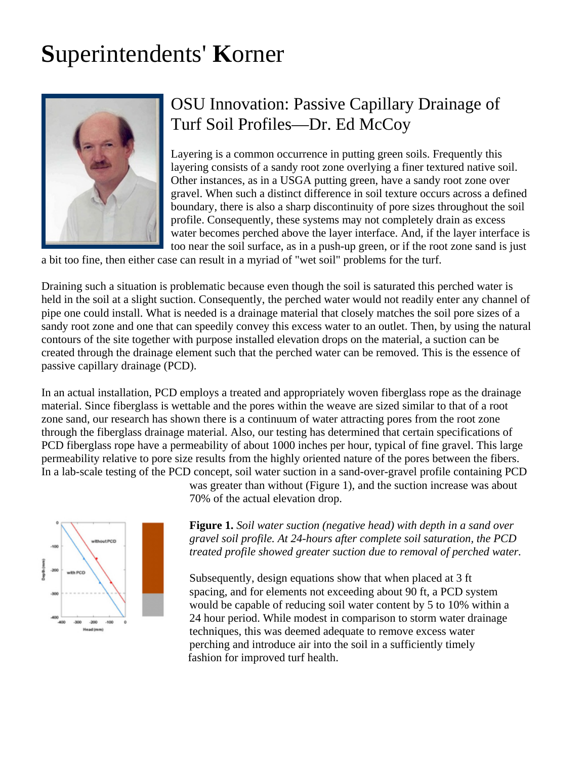# Superintendents' Korner

## OSU Innovation: Passive Capillary Drainage of Turf Soil Profiles—Dr. Ed McCoy

Layering is a common occurrence in putting green soils. Frequently this layering consists of a sandy root zone overlying a finer textured native soil. Other instances, as in a USGA putting green, have a sandy root zone over gravel. When such a distinct difference in soil texture occurs across a defined boundary, there is also a sharp discontinuity of pore sizes throughout the soil profile. Consequently, these systems may not completely drain as excess water becomes perched above the layer interface. And, if the layer interface is too near the soil surface, as in a push-up green, or if the root zone sand is just a bit too fine, then either case can result in a myriad of "wet soil" problems for the turf.

Draining such a situation is problematic because even though the soil is saturated this perched water is held in the soil at a slight suction. Consequently, the perched water would not readily enter any channel of pipe one could install. What is needed is a drainage material that closely matches the soil pore sizes of a sandy root zone and one that can speedily convey this excess water to an outlet. Then, by using the natural contours of the site together with purpose installed elevation drops on the material, a suction can be created through the drainage element such that the perched water can be removed. This is the essence of passive capillary drainage (PCD).

In an actual installation, PCD employs a treated and appropriately woven fiberglass rope as the drainage material. Since fiberglass is wettable and the pores within the weave are sized similar to that of a root zone sand, our research has shown there is a continuum of water attracting pores from the root zone through the fiberglass drainage material. Also, our testing has determined that certain specifications of PCD fiberglass rope have a permeability of about 1000 inches per hour, typical of fine gravel. This large permeability relative to pore size results from the highly oriented nature of the pores between the fibers. In a lab-scale testing of the PCD concept, soil water suction in a sand-over-gravel profile containing PCD was greater than without (Figure 1), and the suction increase was about 70% of the actual elevation drop.

**Figure 1.** *Soil water suction (negative head) with depth in a sand over gravel soil profile. At 24-hours after complete soil saturation, the PCD treated profile showed greater suction due to removal of perched water.*

Subsequently, design equations show that when placed at 3 ft spacing, and for elements not exceeding about 90 ft, a PCD system would be capable of reducing soil water content by 5 to 10% within a 24 hour period. While modest in comparison to storm water drainage techniques, this was deemed adequate to remove excess water perching and introduce air into the soil in a sufficiently timely fashion for improved turf health.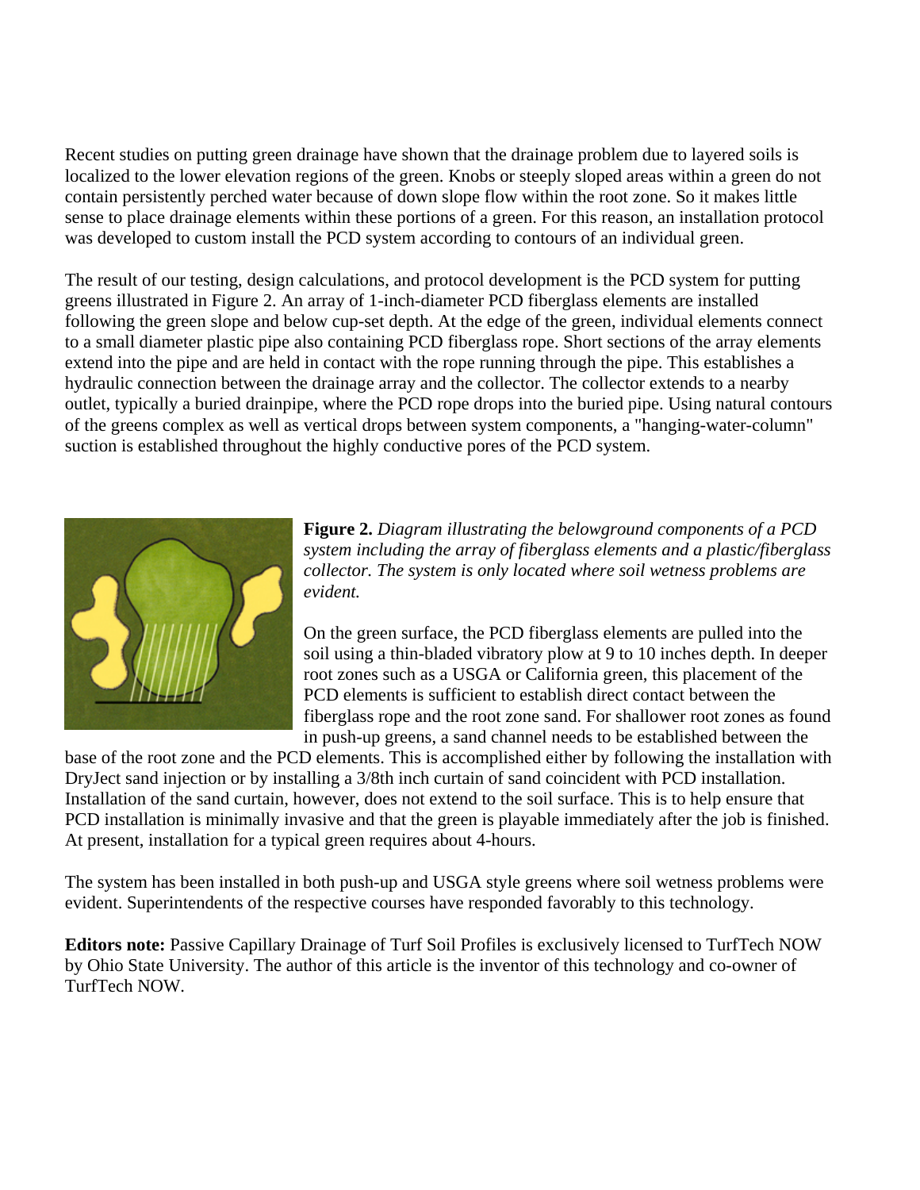Recent studies on putting green drainage have shown that the drainage problem due to layered soils is localized to the lower elevation regions of the green. Knobs or steeply sloped areas within a green do not contain persistently perched water because of down slope flow within the root zone. So it makes little sense to place drainage elements within these portions of a green. For this reason, an installation protocol was developed to custom install the PCD system according to contours of an individual green.

The result of our testing, design calculations, and protocol development is the PCD system for putting greens illustrated in Figure 2. An array of 1-inch-diameter PCD fiberglass elements are installed following the green slope and below cup-set depth. At the edge of the green, individual elements connect to a small diameter plastic pipe also containing PCD fiberglass rope. Short sections of the array elements extend into the pipe and are held in contact with the rope running through the pipe. This establishes a hydraulic connection between the drainage array and the collector. The collector extends to a nearby outlet, typically a buried drainpipe, where the PCD rope drops into the buried pipe. Using natural contours of the greens complex as well as vertical drops between system components, a "hanging-water-column" suction is established throughout the highly conductive pores of the PCD system.

**Figure 2.** *Diagram illustrating the belowground components of a PCD system including the array of fiberglass elements and a plastic/fiberglass collector. The system is only located where soil wetness problems are evident.*

On the green surface, the PCD fiberglass elements are pulled into the soil using a thin-bladed vibratory plow at 9 to 10 inches depth. In deeper root zones such as a USGA or California green, this placement of the PCD elements is sufficient to establish direct contact between the fiberglass rope and the root zone sand. For shallower root zones as found in push-up greens, a sand channel needs to be established between the base of the root zone and the PCD elements. This is accomplished either by following the installation with DryJect sand injection or by installing a 3/8th inch curtain of sand coincident with PCD installation. Installation of the sand curtain, however, does not extend to the soil surface. This is to help ensure that PCD installation is minimally invasive and that the green is playable immediately after the job is finished. At present, installation for a typical green requires about 4-hours.

The system has been installed in both push-up and USGA style greens where soil wetness problems were evident. Superintendents of the respective courses have responded favorably to this technology.

**Editors note:** Passive Capillary Drainage of Turf Soil Profiles is exclusively licensed to TurfTech NOW by Ohio State University. The author of this article is the inventor of this technology and co-owner of TurfTech NOW.